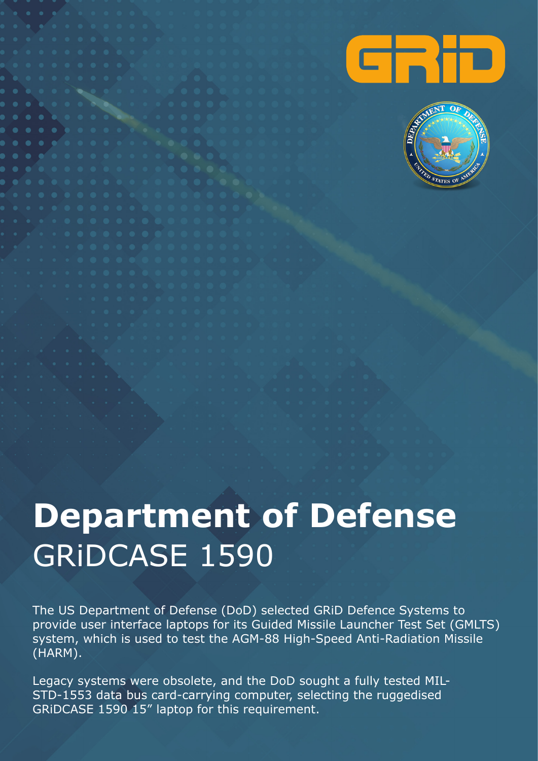# Department of Defense

## GRiDCASE 1590

The US Department of Defense (DoD) selected GRiD Defence Systems to provide user interface laptops for its Guided Missile Launcher Test Set (GMLTS) system, which is used to test the AGM-88 High-Speed Anti-Radiation Missile (HARM).

Legacy systems were obsolete, and the DoD sought a fully tested MIL-STD-1553 data bus card-carrying computer, selecting the ruggedised GRiDCASE 1590 15" laptop for this requirement.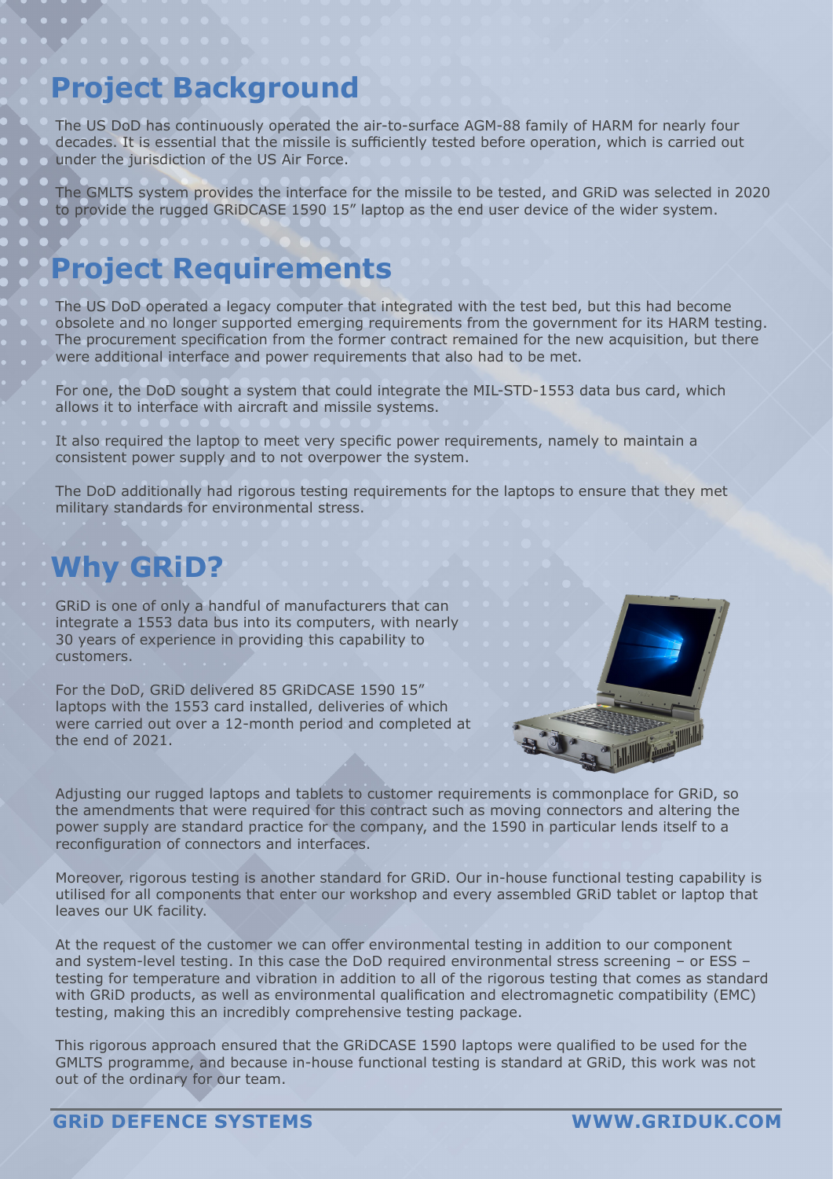## Project Background

The US DoD has continuously operated the air-to-surface AGM-88 family of HARM for nearly four decades. It is essential that the missile is sufficiently tested before operation, which is carried out under the jurisdiction of the US Air Force.

The GMLTS system provides the interface for the missile to be tested, and GRiD was selected in 2020 to provide the rugged GRiDCASE 1590 15" laptop as the end user device of the wider system.

## Project Requirements

The US DoD operated a legacy computer that integrated with the test bed, but this had become obsolete and no longer supported emerging requirements from the government for its HARM testing. The procurement specification from the former contract remained for the new acquisition, but there were additional interface and power requirements that also had to be met.

For one, the DoD sought a system that could integrate the MIL-STD-1553 data bus card, which allows it to interface with aircraft and missile systems.

It also required the laptop to meet very specific power requirements, namely to maintain a consistent power supply and to not overpower the system.

The DoD additionally had rigorous testing requirements for the laptops to ensure that they met military standards for environmental stress.

## Why GRiD?

GRiD is one of only a handful of manufacturers that can integrate a 1553 data bus into its computers, with nearly 30 years of experience in providing this capability to customers.

For the DoD, GRiD delivered 85 GRiDCASE 1590 15" laptops with the 1553 card installed, deliveries of which were carried out over a 12-month period and completed at the end of 2021.

Adjusting our rugged laptops and tablets to customer requirements is commonplace for GRiD, so the amendments that were required for this contract such as moving connectors and altering the power supply are standard practice for the company, and the 1590 in particular lends itself to a reconfiguration of connectors and interfaces.

Moreover, rigorous testing is another standard for GRiD. Our in-house functional testing capability is utilised for all components that enter our workshop and every assembled GRiD tablet or laptop that leaves our UK facility.

At the request of the customer we can offer environmental testing in addition to our component and system-level testing. In this case the DoD required environmental stress screening – or ESS – testing for temperature and vibration in addition to all of the rigorous testing that comes as standard with GRiD products, as well as environmental qualification and electromagnetic compatibility (EMC) testing, making this an incredibly comprehensive testing package.

This rigorous approach ensured that the GRiDCASE 1590 laptops were qualified to be used for the GMLTS programme, and because in-house functional testing is standard at GRiD, this work was not out of the ordinary for our team.